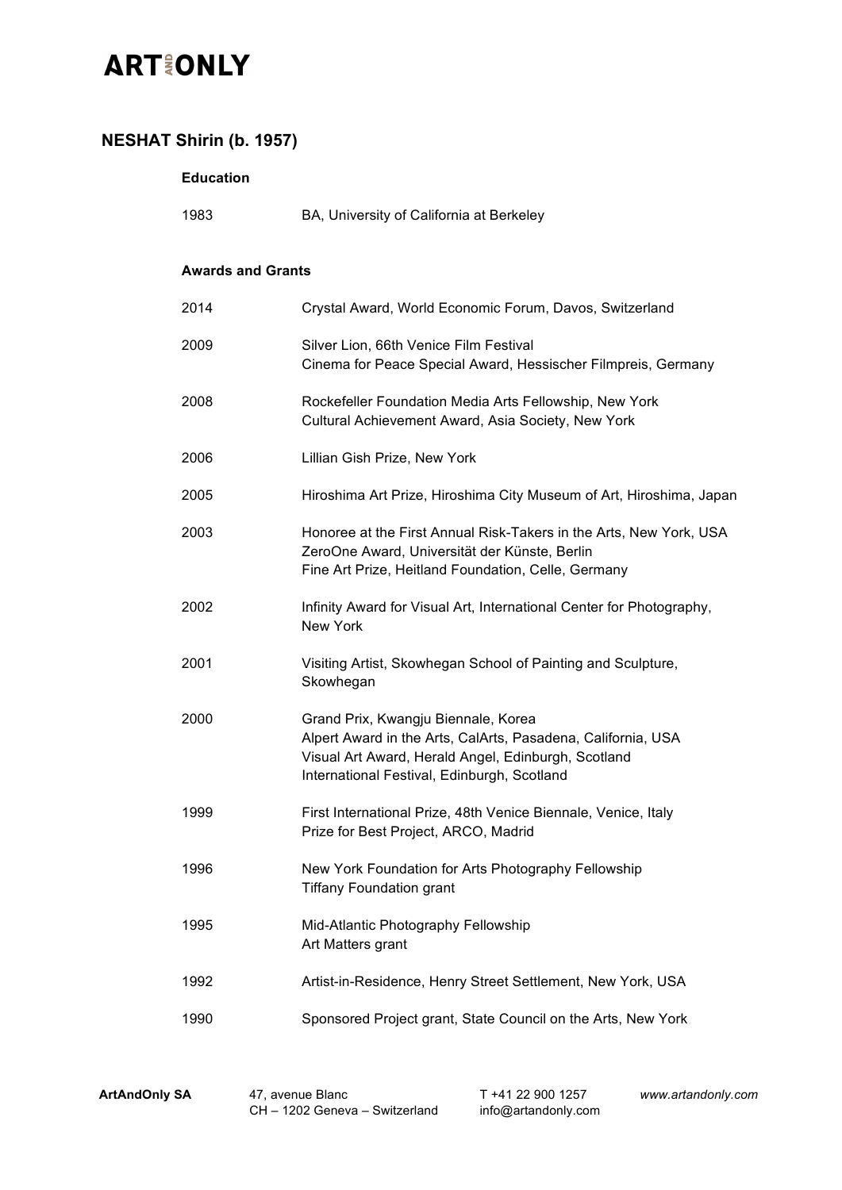# NESHAT Shirin (b. 1957)

## Education

1983 BA, University of California at Berkeley

## Awards and Grants

2014 Crystal Award, World Economic Forum, Davos, Switzerland

2009 Silver Lion, 66th Venice Film Festival
Cinema for Peace Special Award, Hessischer Filmpreis, Germany

2008 Rockefeller Foundation Media Arts Fellowship, New York
Cultural Achievement Award, Asia Society, New York

2006 Lillian Gish Prize, New York

2005 Hiroshima Art Prize, Hiroshima City Museum of Art, Hiroshima, Japan

2003 Honoree at the First Annual Risk-Takers in the Arts, New York, USA
ZeroOne Award, Universität der Künste, Berlin
Fine Art Prize, Heitland Foundation, Celle, Germany

2002 Infinity Award for Visual Art, International Center for Photography, New York

2001 Visiting Artist, Skowhegan School of Painting and Sculpture, Skowhegan

2000 Grand Prix, Kwangju Biennale, Korea
Alpert Award in the Arts, CalArts, Pasadena, California, USA
Visual Art Award, Herald Angel, Edinburgh, Scotland
International Festival, Edinburgh, Scotland

1999 First International Prize, 48th Venice Biennale, Venice, Italy
Prize for Best Project, ARCO, Madrid

1996 New York Foundation for Arts Photography Fellowship
Tiffany Foundation grant

1995 Mid-Atlantic Photography Fellowship
Art Matters grant

1992 Artist-in-Residence, Henry Street Settlement, New York, USA

1990 Sponsored Project grant, State Council on the Arts, New York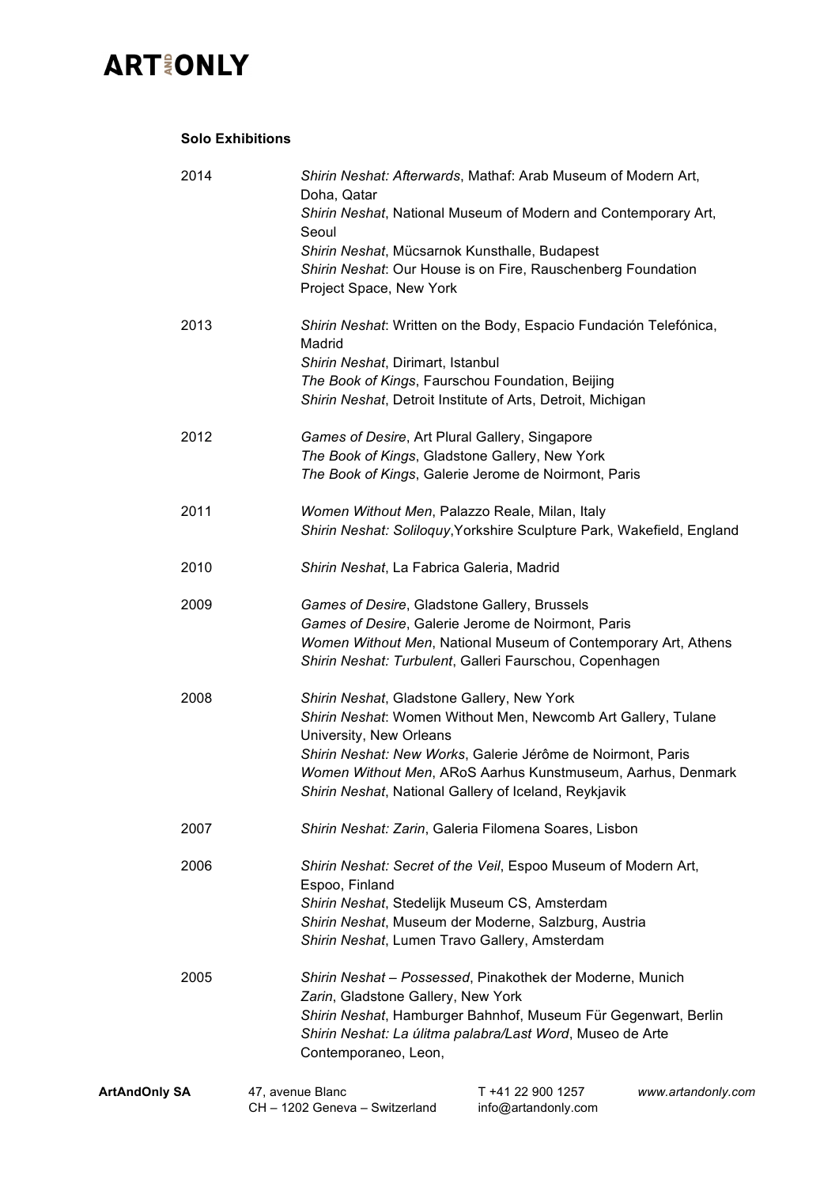### Solo Exhibitions

**2014**

*Shirin Neshat: Afterwards*, Mathaf: Arab Museum of Modern Art, Doha, Qatar
*Shirin Neshat*, National Museum of Modern and Contemporary Art, Seoul
*Shirin Neshat*, Mücsarnok Kunsthalle, Budapest
*Shirin Neshat*: Our House is on Fire, Rauschenberg Foundation Project Space, New York

**2013**

*Shirin Neshat*: Written on the Body, Espacio Fundación Telefónica, Madrid
*Shirin Neshat*, Dirimart, Istanbul
*The Book of Kings*, Faurschou Foundation, Beijing
*Shirin Neshat*, Detroit Institute of Arts, Detroit, Michigan

**2012**

*Games of Desire*, Art Plural Gallery, Singapore
*The Book of Kings*, Gladstone Gallery, New York
*The Book of Kings*, Galerie Jerome de Noirmont, Paris

**2011**

*Women Without Men*, Palazzo Reale, Milan, Italy
*Shirin Neshat: Soliloquy*,Yorkshire Sculpture Park, Wakefield, England

**2010**

*Shirin Neshat*, La Fabrica Galeria, Madrid

**2009**

*Games of Desire*, Gladstone Gallery, Brussels
*Games of Desire*, Galerie Jerome de Noirmont, Paris
*Women Without Men*, National Museum of Contemporary Art, Athens
*Shirin Neshat: Turbulent*, Galleri Faurschou, Copenhagen

**2008**

*Shirin Neshat*, Gladstone Gallery, New York
*Shirin Neshat*: Women Without Men, Newcomb Art Gallery, Tulane University, New Orleans
*Shirin Neshat: New Works*, Galerie Jérôme de Noirmont, Paris
*Women Without Men*, ARoS Aarhus Kunstmuseum, Aarhus, Denmark
*Shirin Neshat*, National Gallery of Iceland, Reykjavik

**2007**

*Shirin Neshat: Zarin*, Galeria Filomena Soares, Lisbon

**2006**

*Shirin Neshat: Secret of the Veil*, Espoo Museum of Modern Art, Espoo, Finland
*Shirin Neshat*, Stedelijk Museum CS, Amsterdam
*Shirin Neshat*, Museum der Moderne, Salzburg, Austria
*Shirin Neshat*, Lumen Travo Gallery, Amsterdam

**2005**

*Shirin Neshat – Possessed*, Pinakothek der Moderne, Munich
*Zarin*, Gladstone Gallery, New York
*Shirin Neshat*, Hamburger Bahnhof, Museum Für Gegenwart, Berlin
*Shirin Neshat: La úlitma palabra/Last Word*, Museo de Arte Contemporaneo, Leon,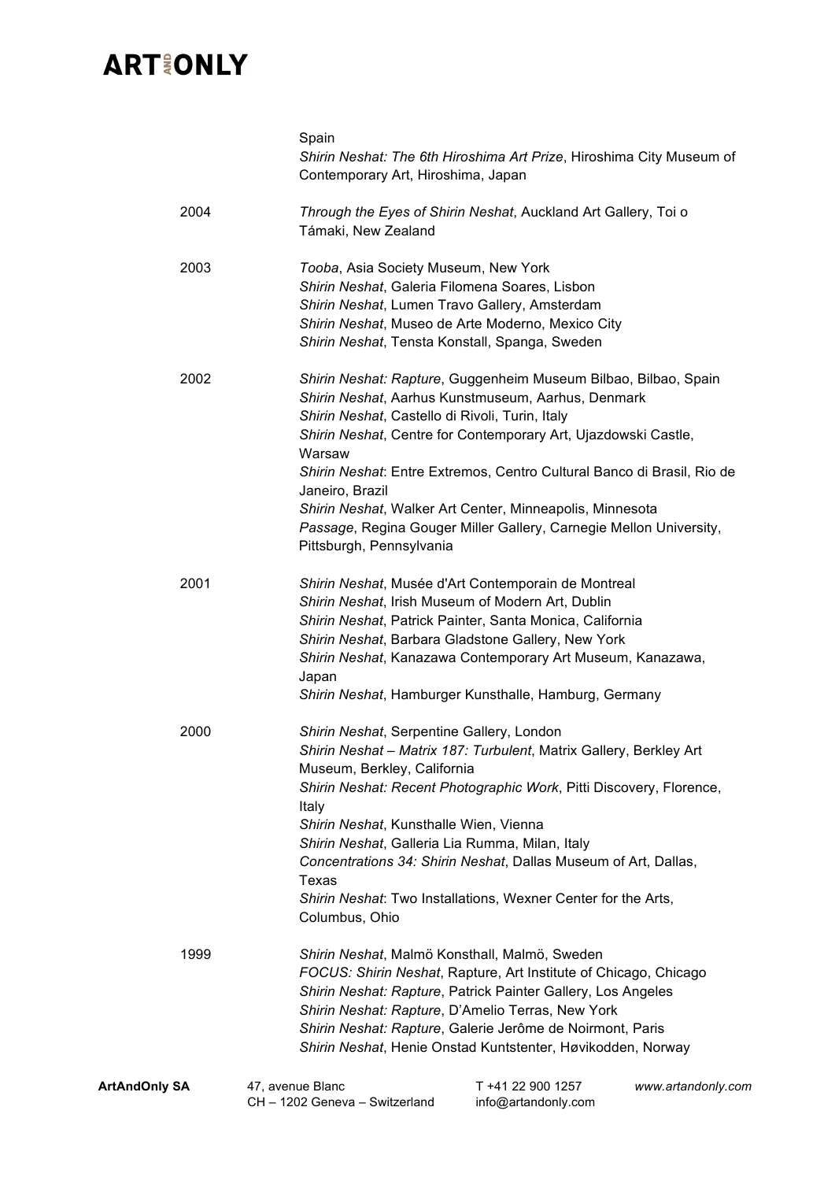| | |
|---|---|
| | Spain<br>*Shirin Neshat: The 6th Hiroshima Art Prize*, Hiroshima City Museum of Contemporary Art, Hiroshima, Japan |
| 2004 | *Through the Eyes of Shirin Neshat*, Auckland Art Gallery, Toi o Támaki, New Zealand |
| 2003 | *Tooba*, Asia Society Museum, New York<br>*Shirin Neshat*, Galeria Filomena Soares, Lisbon<br>*Shirin Neshat*, Lumen Travo Gallery, Amsterdam<br>*Shirin Neshat*, Museo de Arte Moderno, Mexico City<br>*Shirin Neshat*, Tensta Konstall, Spanga, Sweden |
| 2002 | *Shirin Neshat: Rapture*, Guggenheim Museum Bilbao, Bilbao, Spain<br>*Shirin Neshat*, Aarhus Kunstmuseum, Aarhus, Denmark<br>*Shirin Neshat*, Castello di Rivoli, Turin, Italy<br>*Shirin Neshat*, Centre for Contemporary Art, Ujazdowski Castle, Warsaw<br>*Shirin Neshat*: Entre Extremos, Centro Cultural Banco di Brasil, Rio de Janeiro, Brazil<br>*Shirin Neshat*, Walker Art Center, Minneapolis, Minnesota<br>*Passage*, Regina Gouger Miller Gallery, Carnegie Mellon University, Pittsburgh, Pennsylvania |
| 2001 | *Shirin Neshat*, Musée d'Art Contemporain de Montreal<br>*Shirin Neshat*, Irish Museum of Modern Art, Dublin<br>*Shirin Neshat*, Patrick Painter, Santa Monica, California<br>*Shirin Neshat*, Barbara Gladstone Gallery, New York<br>*Shirin Neshat*, Kanazawa Contemporary Art Museum, Kanazawa, Japan<br>*Shirin Neshat*, Hamburger Kunsthalle, Hamburg, Germany |
| 2000 | *Shirin Neshat*, Serpentine Gallery, London<br>*Shirin Neshat – Matrix 187: Turbulent*, Matrix Gallery, Berkley Art Museum, Berkley, California<br>*Shirin Neshat: Recent Photographic Work*, Pitti Discovery, Florence, Italy<br>*Shirin Neshat*, Kunsthalle Wien, Vienna<br>*Shirin Neshat*, Galleria Lia Rumma, Milan, Italy<br>*Concentrations 34: Shirin Neshat*, Dallas Museum of Art, Dallas, Texas<br>*Shirin Neshat*: Two Installations, Wexner Center for the Arts, Columbus, Ohio |
| 1999 | *Shirin Neshat*, Malmö Konsthall, Malmö, Sweden<br>*FOCUS: Shirin Neshat*, Rapture, Art Institute of Chicago, Chicago<br>*Shirin Neshat: Rapture*, Patrick Painter Gallery, Los Angeles<br>*Shirin Neshat: Rapture*, D'Amelio Terras, New York<br>*Shirin Neshat: Rapture*, Galerie Jerôme de Noirmont, Paris<br>*Shirin Neshat*, Henie Onstad Kuntstenter, Høvikodden, Norway |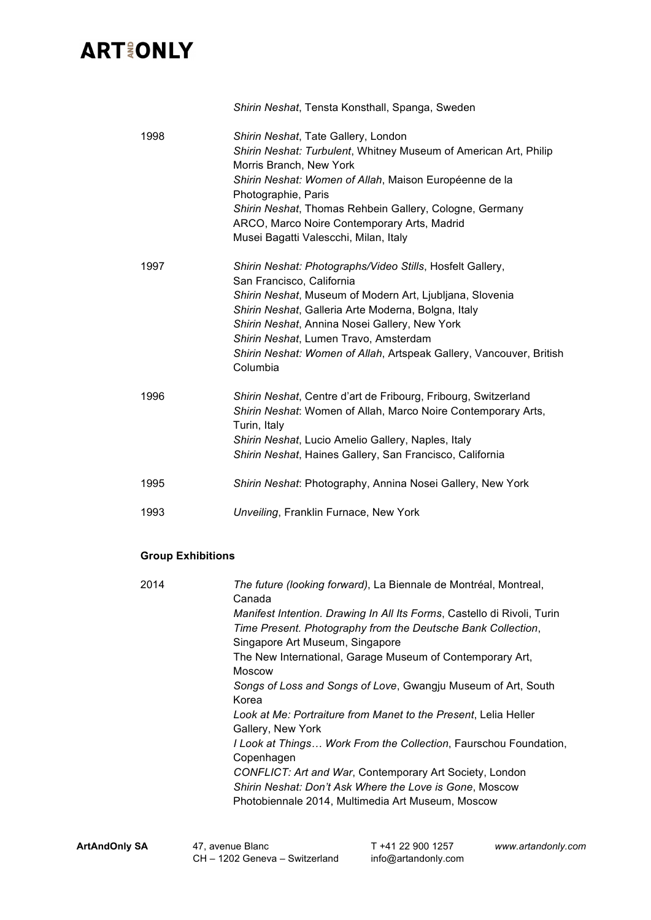| | |
|---|---|
| | *Shirin Neshat*, Tensta Konsthall, Spanga, Sweden |
| 1998 | *Shirin Neshat*, Tate Gallery, London<br>*Shirin Neshat: Turbulent*, Whitney Museum of American Art, Philip Morris Branch, New York<br>*Shirin Neshat: Women of Allah*, Maison Européenne de la Photographie, Paris<br>*Shirin Neshat*, Thomas Rehbein Gallery, Cologne, Germany<br>ARCO, Marco Noire Contemporary Arts, Madrid<br>Musei Bagatti Valescchi, Milan, Italy |
| 1997 | *Shirin Neshat: Photographs/Video Stills*, Hosfelt Gallery, San Francisco, California<br>*Shirin Neshat*, Museum of Modern Art, Ljubljana, Slovenia<br>*Shirin Neshat*, Galleria Arte Moderna, Bolgna, Italy<br>*Shirin Neshat*, Annina Nosei Gallery, New York<br>*Shirin Neshat*, Lumen Travo, Amsterdam<br>*Shirin Neshat: Women of Allah*, Artspeak Gallery, Vancouver, British Columbia |
| 1996 | *Shirin Neshat*, Centre d'art de Fribourg, Fribourg, Switzerland<br>*Shirin Neshat*: Women of Allah, Marco Noire Contemporary Arts, Turin, Italy<br>*Shirin Neshat*, Lucio Amelio Gallery, Naples, Italy<br>*Shirin Neshat*, Haines Gallery, San Francisco, California |
| 1995 | *Shirin Neshat*: Photography, Annina Nosei Gallery, New York |
| 1993 | *Unveiling*, Franklin Furnace, New York |

**Group Exhibitions**

| | |
|---|---|
| 2014 | *The future (looking forward)*, La Biennale de Montréal, Montreal, Canada<br>*Manifest Intention. Drawing In All Its Forms*, Castello di Rivoli, Turin<br>*Time Present. Photography from the Deutsche Bank Collection*, Singapore Art Museum, Singapore<br>The New International, Garage Museum of Contemporary Art, Moscow<br>*Songs of Loss and Songs of Love*, Gwangju Museum of Art, South Korea<br>*Look at Me: Portraiture from Manet to the Present*, Lelia Heller Gallery, New York<br>*I Look at Things… Work From the Collection*, Faurschou Foundation, Copenhagen<br>*CONFLICT: Art and War*, Contemporary Art Society, London<br>*Shirin Neshat: Don't Ask Where the Love is Gone*, Moscow Photobiennale 2014, Multimedia Art Museum, Moscow |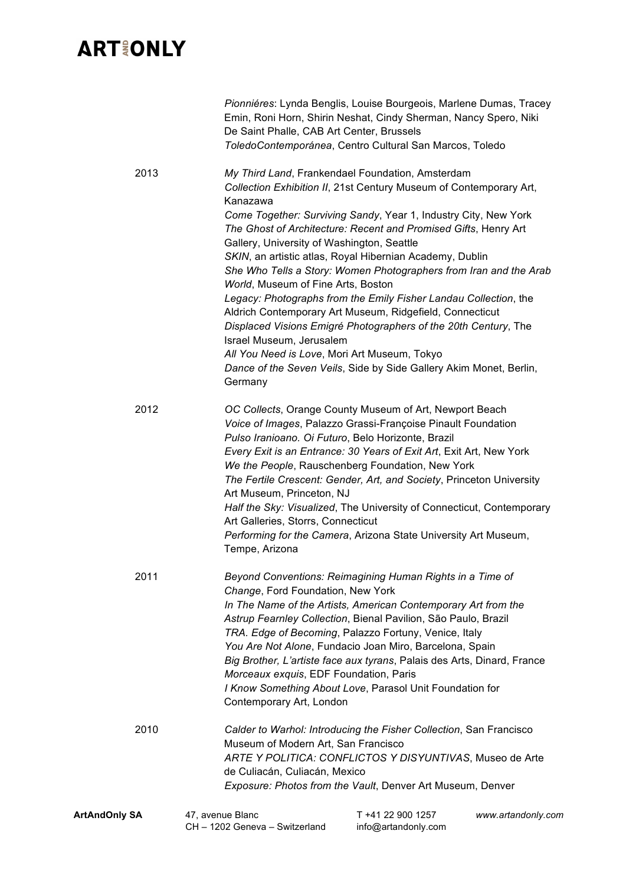*Pionniéres*: Lynda Benglis, Louise Bourgeois, Marlene Dumas, Tracey Emin, Roni Horn, Shirin Neshat, Cindy Sherman, Nancy Spero, Niki De Saint Phalle, CAB Art Center, Brussels
*ToledoContemporánea*, Centro Cultural San Marcos, Toledo

**2013**

*My Third Land*, Frankendael Foundation, Amsterdam
*Collection Exhibition II*, 21st Century Museum of Contemporary Art, Kanazawa
*Come Together: Surviving Sandy*, Year 1, Industry City, New York
*The Ghost of Architecture: Recent and Promised Gifts*, Henry Art Gallery, University of Washington, Seattle
*SKIN*, an artistic atlas, Royal Hibernian Academy, Dublin
*She Who Tells a Story: Women Photographers from Iran and the Arab World*, Museum of Fine Arts, Boston
*Legacy: Photographs from the Emily Fisher Landau Collection*, the Aldrich Contemporary Art Museum, Ridgefield, Connecticut
*Displaced Visions Emigré Photographers of the 20th Century*, The Israel Museum, Jerusalem
*All You Need is Love*, Mori Art Museum, Tokyo
*Dance of the Seven Veils*, Side by Side Gallery Akim Monet, Berlin, Germany

**2012**

*OC Collects*, Orange County Museum of Art, Newport Beach
*Voice of Images*, Palazzo Grassi-Françoise Pinault Foundation
*Pulso Iranioano. Oi Futuro*, Belo Horizonte, Brazil
*Every Exit is an Entrance: 30 Years of Exit Art*, Exit Art, New York
*We the People*, Rauschenberg Foundation, New York
*The Fertile Crescent: Gender, Art, and Society*, Princeton University Art Museum, Princeton, NJ
*Half the Sky: Visualized*, The University of Connecticut, Contemporary Art Galleries, Storrs, Connecticut
*Performing for the Camera*, Arizona State University Art Museum, Tempe, Arizona

**2011**

*Beyond Conventions: Reimagining Human Rights in a Time of Change*, Ford Foundation, New York
*In The Name of the Artists, American Contemporary Art from the Astrup Fearnley Collection*, Bienal Pavilion, São Paulo, Brazil
*TRA. Edge of Becoming*, Palazzo Fortuny, Venice, Italy
*You Are Not Alone*, Fundacio Joan Miro, Barcelona, Spain
*Big Brother, L'artiste face aux tyrans*, Palais des Arts, Dinard, France
*Morceaux exquis*, EDF Foundation, Paris
*I Know Something About Love*, Parasol Unit Foundation for Contemporary Art, London

**2010**

*Calder to Warhol: Introducing the Fisher Collection*, San Francisco Museum of Modern Art, San Francisco
*ARTE Y POLITICA: CONFLICTOS Y DISYUNTIVAS*, Museo de Arte de Culiacán, Culiacán, Mexico
*Exposure: Photos from the Vault*, Denver Art Museum, Denver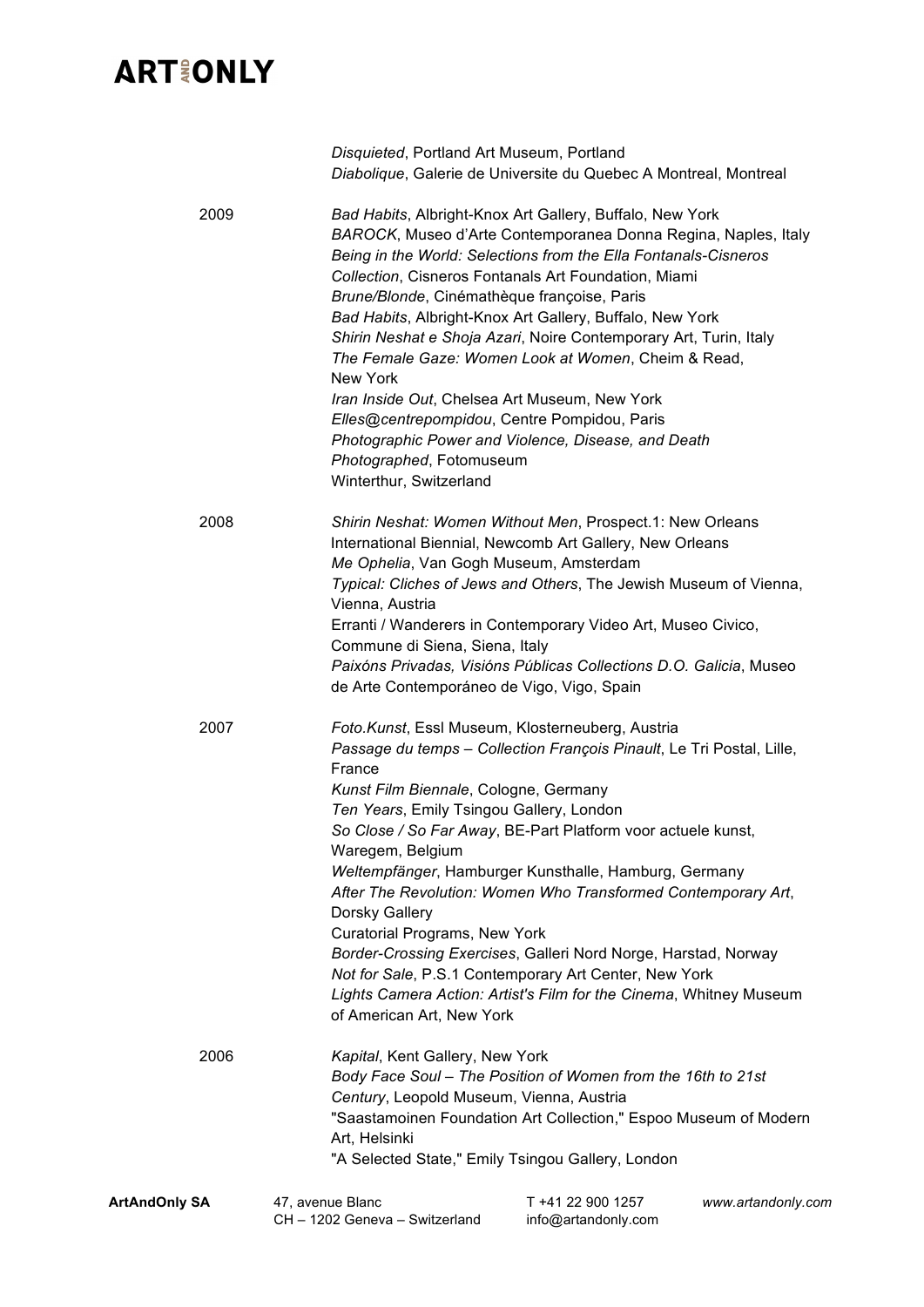*Disquieted*, Portland Art Museum, Portland
*Diabolique*, Galerie de Universite du Quebec A Montreal, Montreal

**2009**

*Bad Habits*, Albright-Knox Art Gallery, Buffalo, New York
*BAROCK*, Museo d'Arte Contemporanea Donna Regina, Naples, Italy
*Being in the World: Selections from the Ella Fontanals-Cisneros Collection*, Cisneros Fontanals Art Foundation, Miami
*Brune/Blonde*, Cinémathèque françoise, Paris
*Bad Habits*, Albright-Knox Art Gallery, Buffalo, New York
*Shirin Neshat e Shoja Azari*, Noire Contemporary Art, Turin, Italy
*The Female Gaze: Women Look at Women*, Cheim & Read, New York
*Iran Inside Out*, Chelsea Art Museum, New York
*Elles@centrepompidou*, Centre Pompidou, Paris
*Photographic Power and Violence, Disease, and Death Photographed*, Fotomuseum Winterthur, Switzerland

**2008**

*Shirin Neshat: Women Without Men*, Prospect.1: New Orleans International Biennial, Newcomb Art Gallery, New Orleans
*Me Ophelia*, Van Gogh Museum, Amsterdam
*Typical: Cliches of Jews and Others*, The Jewish Museum of Vienna, Vienna, Austria
Erranti / Wanderers in Contemporary Video Art, Museo Civico, Commune di Siena, Siena, Italy
*Paixóns Privadas, Visións Públicas Collections D.O. Galicia*, Museo de Arte Contemporáneo de Vigo, Vigo, Spain

**2007**

*Foto.Kunst*, Essl Museum, Klosterneuberg, Austria
*Passage du temps – Collection François Pinault*, Le Tri Postal, Lille, France
*Kunst Film Biennale*, Cologne, Germany
*Ten Years*, Emily Tsingou Gallery, London
*So Close / So Far Away*, BE-Part Platform voor actuele kunst, Waregem, Belgium
*Weltempfänger*, Hamburger Kunsthalle, Hamburg, Germany
*After The Revolution: Women Who Transformed Contemporary Art*, Dorsky Gallery Curatorial Programs, New York
*Border-Crossing Exercises*, Galleri Nord Norge, Harstad, Norway
*Not for Sale*, P.S.1 Contemporary Art Center, New York
*Lights Camera Action: Artist's Film for the Cinema*, Whitney Museum of American Art, New York

**2006**

*Kapital*, Kent Gallery, New York
*Body Face Soul – The Position of Women from the 16th to 21st Century*, Leopold Museum, Vienna, Austria
"Saastamoinen Foundation Art Collection," Espoo Museum of Modern Art, Helsinki
"A Selected State," Emily Tsingou Gallery, London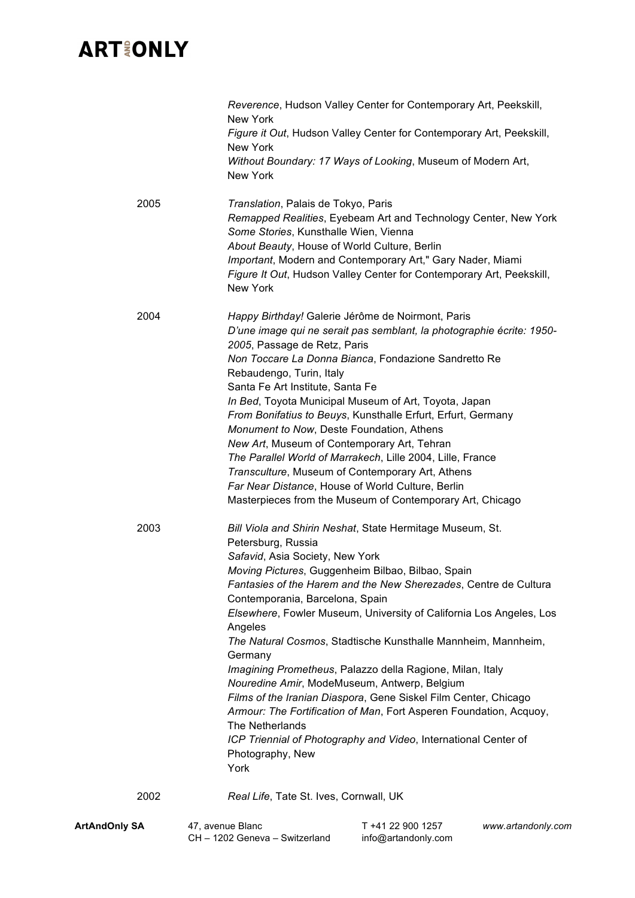*Reverence*, Hudson Valley Center for Contemporary Art, Peekskill, New York
*Figure it Out*, Hudson Valley Center for Contemporary Art, Peekskill, New York
*Without Boundary: 17 Ways of Looking*, Museum of Modern Art, New York

**2005**

*Translation*, Palais de Tokyo, Paris
*Remapped Realities*, Eyebeam Art and Technology Center, New York
*Some Stories*, Kunsthalle Wien, Vienna
*About Beauty*, House of World Culture, Berlin
*Important*, Modern and Contemporary Art," Gary Nader, Miami
*Figure It Out*, Hudson Valley Center for Contemporary Art, Peekskill, New York

**2004**

*Happy Birthday!* Galerie Jérôme de Noirmont, Paris
*D'une image qui ne serait pas semblant, la photographie écrite: 1950-2005*, Passage de Retz, Paris
*Non Toccare La Donna Bianca*, Fondazione Sandretto Re Rebaudengo, Turin, Italy
Santa Fe Art Institute, Santa Fe
*In Bed*, Toyota Municipal Museum of Art, Toyota, Japan
*From Bonifatius to Beuys*, Kunsthalle Erfurt, Erfurt, Germany
*Monument to Now*, Deste Foundation, Athens
*New Art*, Museum of Contemporary Art, Tehran
*The Parallel World of Marrakech*, Lille 2004, Lille, France
*Transculture*, Museum of Contemporary Art, Athens
*Far Near Distance*, House of World Culture, Berlin
Masterpieces from the Museum of Contemporary Art, Chicago

**2003**

*Bill Viola and Shirin Neshat*, State Hermitage Museum, St. Petersburg, Russia
*Safavid*, Asia Society, New York
*Moving Pictures*, Guggenheim Bilbao, Bilbao, Spain
*Fantasies of the Harem and the New Sherezades*, Centre de Cultura Contemporania, Barcelona, Spain
*Elsewhere*, Fowler Museum, University of California Los Angeles, Los Angeles
*The Natural Cosmos*, Stadtische Kunsthalle Mannheim, Mannheim, Germany
*Imagining Prometheus*, Palazzo della Ragione, Milan, Italy
*Nouredine Amir*, ModeMuseum, Antwerp, Belgium
*Films of the Iranian Diaspora*, Gene Siskel Film Center, Chicago
*Armour: The Fortification of Man*, Fort Asperen Foundation, Acquoy, The Netherlands
*ICP Triennial of Photography and Video*, International Center of Photography, New York

**2002**

*Real Life*, Tate St. Ives, Cornwall, UK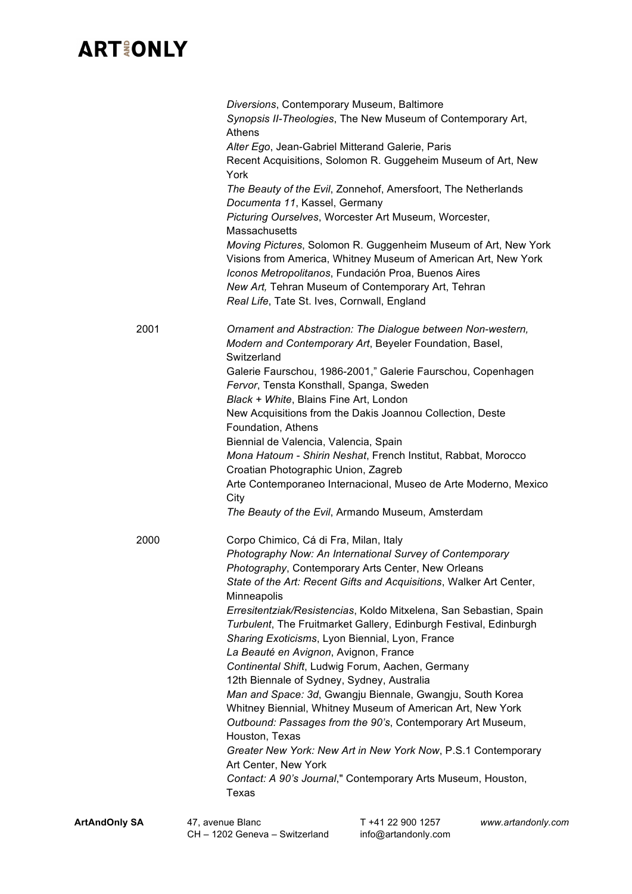| | |
|---|---|
| | *Diversions*, Contemporary Museum, Baltimore |
| | *Synopsis II-Theologies*, The New Museum of Contemporary Art, Athens |
| | *Alter Ego*, Jean-Gabriel Mitterand Galerie, Paris |
| | Recent Acquisitions, Solomon R. Guggeheim Museum of Art, New York |
| | *The Beauty of the Evil*, Zonnehof, Amersfoort, The Netherlands |
| | *Documenta 11*, Kassel, Germany |
| | *Picturing Ourselves*, Worcester Art Museum, Worcester, Massachusetts |
| | *Moving Pictures*, Solomon R. Guggenheim Museum of Art, New York |
| | Visions from America, Whitney Museum of American Art, New York |
| | *Iconos Metropolitanos*, Fundación Proa, Buenos Aires |
| | *New Art,* Tehran Museum of Contemporary Art, Tehran |
| | *Real Life*, Tate St. Ives, Cornwall, England |
| 2001 | *Ornament and Abstraction: The Dialogue between Non-western, Modern and Contemporary Art*, Beyeler Foundation, Basel, Switzerland |
| | Galerie Faurschou, 1986-2001," Galerie Faurschou, Copenhagen |
| | *Fervor*, Tensta Konsthall, Spanga, Sweden |
| | *Black + White*, Blains Fine Art, London |
| | New Acquisitions from the Dakis Joannou Collection, Deste Foundation, Athens |
| | Biennial de Valencia, Valencia, Spain |
| | *Mona Hatoum - Shirin Neshat*, French Institut, Rabbat, Morocco |
| | Croatian Photographic Union, Zagreb |
| | Arte Contemporaneo Internacional, Museo de Arte Moderno, Mexico City |
| | *The Beauty of the Evil*, Armando Museum, Amsterdam |
| 2000 | Corpo Chimico, Cá di Fra, Milan, Italy |
| | *Photography Now: An International Survey of Contemporary Photography*, Contemporary Arts Center, New Orleans |
| | *State of the Art: Recent Gifts and Acquisitions*, Walker Art Center, Minneapolis |
| | *Erresitentziak/Resistencias*, Koldo Mitxelena, San Sebastian, Spain |
| | *Turbulent*, The Fruitmarket Gallery, Edinburgh Festival, Edinburgh |
| | *Sharing Exoticisms*, Lyon Biennial, Lyon, France |
| | *La Beauté en Avignon*, Avignon, France |
| | *Continental Shift*, Ludwig Forum, Aachen, Germany |
| | 12th Biennale of Sydney, Sydney, Australia |
| | *Man and Space: 3d*, Gwangju Biennale, Gwangju, South Korea |
| | Whitney Biennial, Whitney Museum of American Art, New York |
| | *Outbound: Passages from the 90's*, Contemporary Art Museum, Houston, Texas |
| | *Greater New York: New Art in New York Now*, P.S.1 Contemporary Art Center, New York |
| | *Contact: A 90's Journal*," Contemporary Arts Museum, Houston, Texas |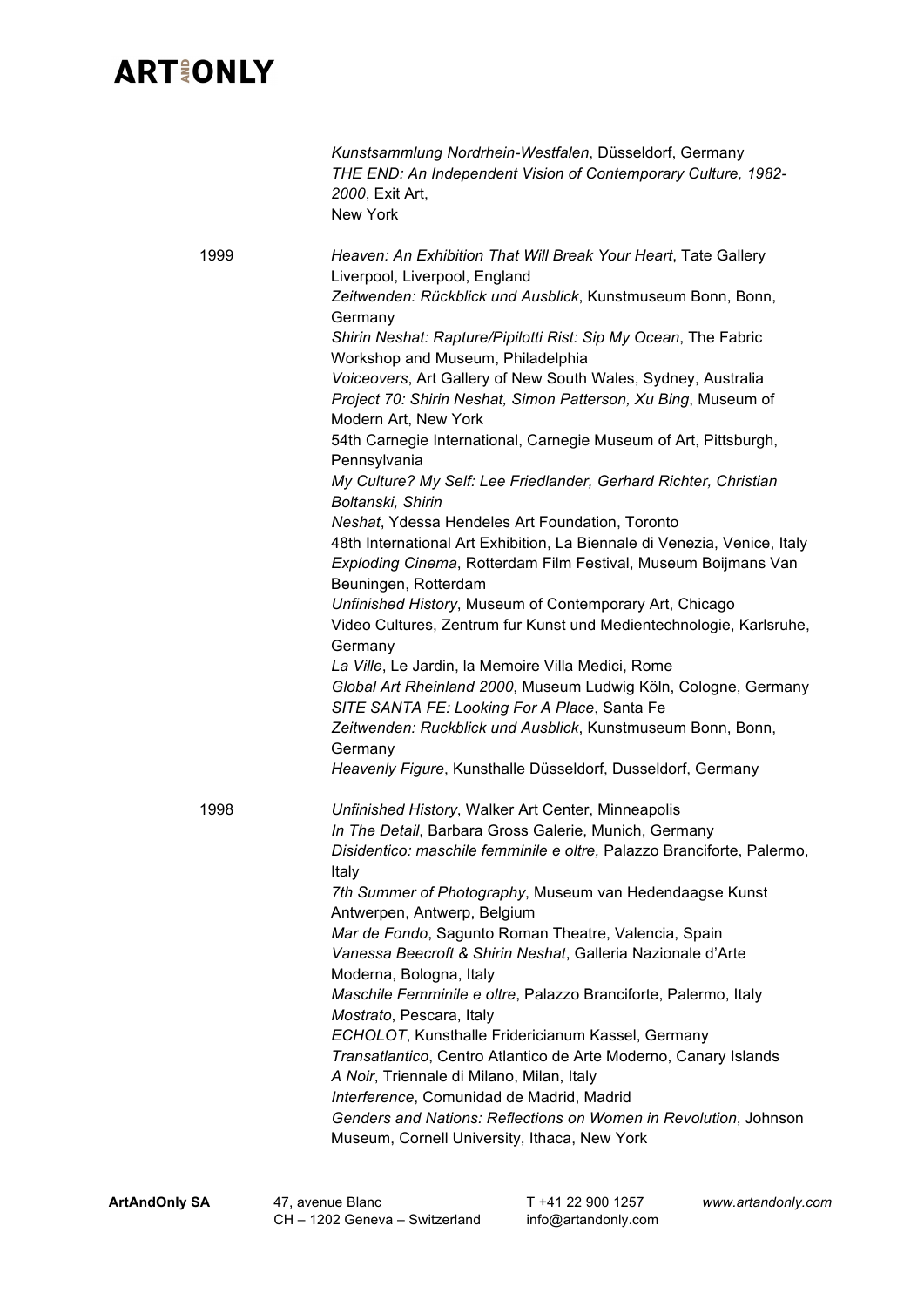*Kunstsammlung Nordrhein-Westfalen*, Düsseldorf, Germany
*THE END: An Independent Vision of Contemporary Culture, 1982-2000*, Exit Art,
New York

1999

*Heaven: An Exhibition That Will Break Your Heart*, Tate Gallery Liverpool, Liverpool, England
*Zeitwenden: Rückblick und Ausblick*, Kunstmuseum Bonn, Bonn, Germany
*Shirin Neshat: Rapture/Pipilotti Rist: Sip My Ocean*, The Fabric Workshop and Museum, Philadelphia
*Voiceovers*, Art Gallery of New South Wales, Sydney, Australia
*Project 70: Shirin Neshat, Simon Patterson, Xu Bing*, Museum of Modern Art, New York
54th Carnegie International, Carnegie Museum of Art, Pittsburgh, Pennsylvania
*My Culture? My Self: Lee Friedlander, Gerhard Richter, Christian Boltanski, Shirin*
*Neshat*, Ydessa Hendeles Art Foundation, Toronto
48th International Art Exhibition, La Biennale di Venezia, Venice, Italy
*Exploding Cinema*, Rotterdam Film Festival, Museum Boijmans Van Beuningen, Rotterdam
*Unfinished History*, Museum of Contemporary Art, Chicago
Video Cultures, Zentrum fur Kunst und Medientechnologie, Karlsruhe, Germany
*La Ville*, Le Jardin, la Memoire Villa Medici, Rome
*Global Art Rheinland 2000*, Museum Ludwig Köln, Cologne, Germany
*SITE SANTA FE: Looking For A Place*, Santa Fe
*Zeitwenden: Ruckblick und Ausblick*, Kunstmuseum Bonn, Bonn, Germany
*Heavenly Figure*, Kunsthalle Düsseldorf, Dusseldorf, Germany

1998

*Unfinished History*, Walker Art Center, Minneapolis
*In The Detail*, Barbara Gross Galerie, Munich, Germany
*Disidentico: maschile femminile e oltre,* Palazzo Branciforte, Palermo, Italy
*7th Summer of Photography*, Museum van Hedendaagse Kunst Antwerpen, Antwerp, Belgium
*Mar de Fondo*, Sagunto Roman Theatre, Valencia, Spain
*Vanessa Beecroft & Shirin Neshat*, Galleria Nazionale d'Arte Moderna, Bologna, Italy
*Maschile Femminile e oltre*, Palazzo Branciforte, Palermo, Italy
*Mostrato*, Pescara, Italy
*ECHOLOT*, Kunsthalle Fridericianum Kassel, Germany
*Transatlantico*, Centro Atlantico de Arte Moderno, Canary Islands
*A Noir*, Triennale di Milano, Milan, Italy
*Interference*, Comunidad de Madrid, Madrid
*Genders and Nations: Reflections on Women in Revolution*, Johnson Museum, Cornell University, Ithaca, New York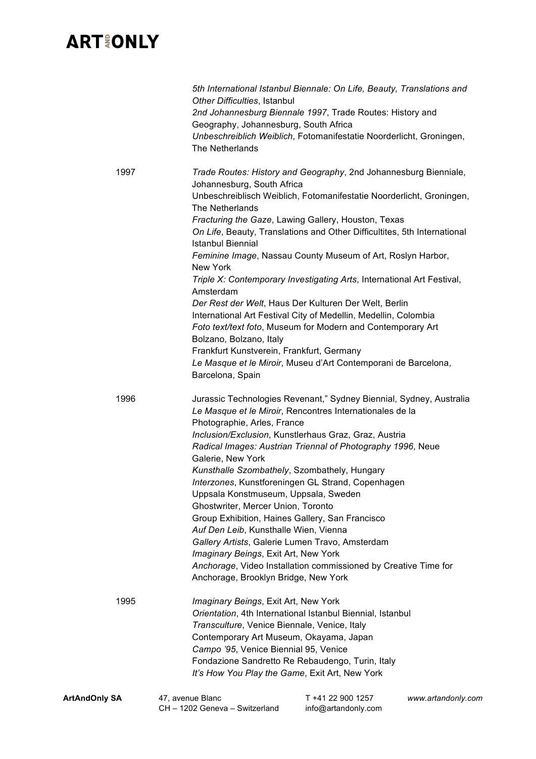*5th International Istanbul Biennale: On Life, Beauty, Translations and Other Difficulties*, Istanbul
*2nd Johannesburg Biennale 1997*, Trade Routes: History and Geography, Johannesburg, South Africa
*Unbeschreiblich Weiblich*, Fotomanifestatie Noorderlicht, Groningen, The Netherlands

1997

*Trade Routes: History and Geography*, 2nd Johannesburg Bienniale, Johannesburg, South Africa
Unbeschreiblisch Weiblich, Fotomanifestatie Noorderlicht, Groningen, The Netherlands
*Fracturing the Gaze*, Lawing Gallery, Houston, Texas
*On Life*, Beauty, Translations and Other Difficultites, 5th International Istanbul Biennial
*Feminine Image*, Nassau County Museum of Art, Roslyn Harbor, New York
*Triple X: Contemporary Investigating Arts*, International Art Festival, Amsterdam
*Der Rest der Welt*, Haus Der Kulturen Der Welt, Berlin
International Art Festival City of Medellin, Medellin, Colombia
*Foto text/text foto*, Museum for Modern and Contemporary Art Bolzano, Bolzano, Italy
Frankfurt Kunstverein, Frankfurt, Germany
*Le Masque et le Miroir*, Museu d'Art Contemporani de Barcelona, Barcelona, Spain

1996

Jurassic Technologies Revenant," Sydney Biennial, Sydney, Australia
*Le Masque et le Miroir*, Rencontres Internationales de la Photographie, Arles, France
*Inclusion/Exclusion*, Kunstlerhaus Graz, Graz, Austria
*Radical Images: Austrian Triennal of Photography 1996*, Neue Galerie, New York
*Kunsthalle Szombathely*, Szombathely, Hungary
*Interzones*, Kunstforeningen GL Strand, Copenhagen
Uppsala Konstmuseum, Uppsala, Sweden
Ghostwriter, Mercer Union, Toronto
Group Exhibition, Haines Gallery, San Francisco
*Auf Den Leib*, Kunsthalle Wien, Vienna
*Gallery Artists*, Galerie Lumen Travo, Amsterdam
*Imaginary Beings*, Exit Art, New York
*Anchorage*, Video Installation commissioned by Creative Time for Anchorage, Brooklyn Bridge, New York

1995

*Imaginary Beings*, Exit Art, New York
*Orientation*, 4th International Istanbul Biennial, Istanbul
*Transculture*, Venice Biennale, Venice, Italy
Contemporary Art Museum, Okayama, Japan
*Campo '95*, Venice Biennial 95, Venice
Fondazione Sandretto Re Rebaudengo, Turin, Italy
*It's How You Play the Game*, Exit Art, New York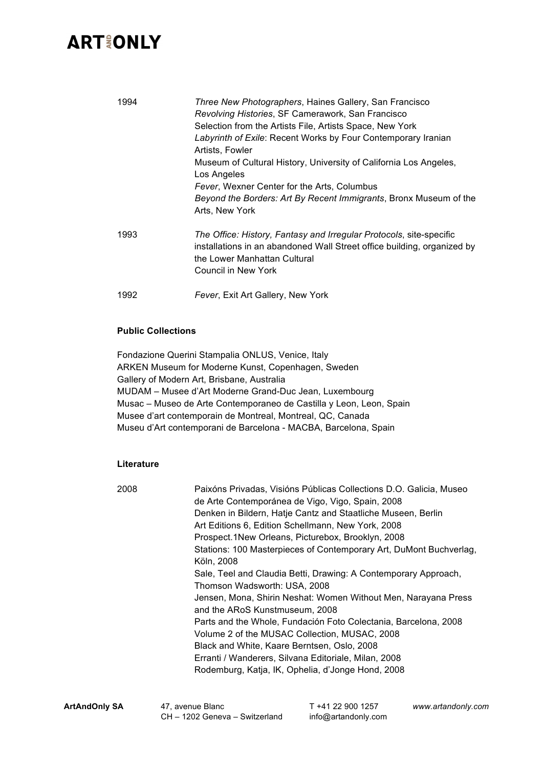1994

*Three New Photographers*, Haines Gallery, San Francisco
*Revolving Histories*, SF Camerawork, San Francisco
Selection from the Artists File, Artists Space, New York
*Labyrinth of Exile*: Recent Works by Four Contemporary Iranian Artists, Fowler
Museum of Cultural History, University of California Los Angeles, Los Angeles
*Fever*, Wexner Center for the Arts, Columbus
*Beyond the Borders: Art By Recent Immigrants*, Bronx Museum of the Arts, New York

1993

*The Office: History, Fantasy and Irregular Protocols*, site-specific installations in an abandoned Wall Street office building, organized by the Lower Manhattan Cultural
Council in New York

1992

*Fever*, Exit Art Gallery, New York

**Public Collections**

Fondazione Querini Stampalia ONLUS, Venice, Italy
ARKEN Museum for Moderne Kunst, Copenhagen, Sweden
Gallery of Modern Art, Brisbane, Australia
MUDAM – Musee d'Art Moderne Grand-Duc Jean, Luxembourg
Musac – Museo de Arte Contemporaneo de Castilla y Leon, Leon, Spain
Musee d'art contemporain de Montreal, Montreal, QC, Canada
Museu d'Art contemporani de Barcelona - MACBA, Barcelona, Spain

**Literature**

2008

Paixóns Privadas, Visións Públicas Collections D.O. Galicia, Museo de Arte Contemporánea de Vigo, Vigo, Spain, 2008
Denken in Bildern, Hatje Cantz and Staatliche Museen, Berlin
Art Editions 6, Edition Schellmann, New York, 2008
Prospect.1New Orleans, Picturebox, Brooklyn, 2008
Stations: 100 Masterpieces of Contemporary Art, DuMont Buchverlag, Köln, 2008
Sale, Teel and Claudia Betti, Drawing: A Contemporary Approach, Thomson Wadsworth: USA, 2008
Jensen, Mona, Shirin Neshat: Women Without Men, Narayana Press and the ARoS Kunstmuseum, 2008
Parts and the Whole, Fundación Foto Colectania, Barcelona, 2008
Volume 2 of the MUSAC Collection, MUSAC, 2008
Black and White, Kaare Berntsen, Oslo, 2008
Erranti / Wanderers, Silvana Editoriale, Milan, 2008
Rodemburg, Katja, IK, Ophelia, d'Jonge Hond, 2008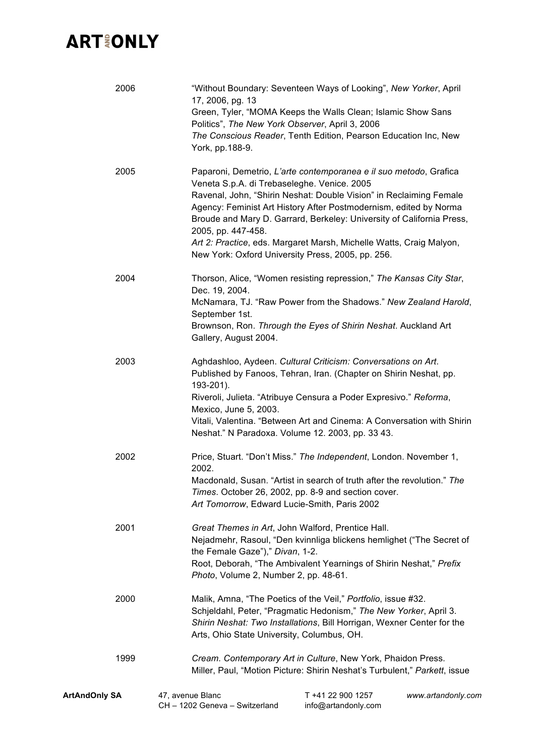2006

"Without Boundary: Seventeen Ways of Looking", *New Yorker*, April 17, 2006, pg. 13
Green, Tyler, "MOMA Keeps the Walls Clean; Islamic Show Sans Politics", *The New York Observer*, April 3, 2006
*The Conscious Reader*, Tenth Edition, Pearson Education Inc, New York, pp.188-9.

2005

Paparoni, Demetrio, *L'arte contemporanea e il suo metodo*, Grafica Veneta S.p.A. di Trebaseleghe. Venice. 2005
Ravenal, John, "Shirin Neshat: Double Vision" in Reclaiming Female Agency: Feminist Art History After Postmodernism, edited by Norma Broude and Mary D. Garrard, Berkeley: University of California Press, 2005, pp. 447-458.
*Art 2: Practice*, eds. Margaret Marsh, Michelle Watts, Craig Malyon, New York: Oxford University Press, 2005, pp. 256.

2004

Thorson, Alice, "Women resisting repression," *The Kansas City Star*, Dec. 19, 2004.
McNamara, TJ. "Raw Power from the Shadows." *New Zealand Harold*, September 1st.
Brownson, Ron. *Through the Eyes of Shirin Neshat*. Auckland Art Gallery, August 2004.

2003

Aghdashloo, Aydeen. *Cultural Criticism: Conversations on Art*. Published by Fanoos, Tehran, Iran. (Chapter on Shirin Neshat, pp. 193-201).
Riveroli, Julieta. "Atribuye Censura a Poder Expresivo." *Reforma*, Mexico, June 5, 2003.
Vitali, Valentina. "Between Art and Cinema: A Conversation with Shirin Neshat." N Paradoxa. Volume 12. 2003, pp. 33 43.

2002

Price, Stuart. "Don't Miss." *The Independent*, London. November 1, 2002.
Macdonald, Susan. "Artist in search of truth after the revolution." *The Times*. October 26, 2002, pp. 8-9 and section cover.
*Art Tomorrow*, Edward Lucie-Smith, Paris 2002

2001

*Great Themes in Art*, John Walford, Prentice Hall.
Nejadmehr, Rasoul, "Den kvinnliga blickens hemlighet ("The Secret of the Female Gaze")," *Divan*, 1-2.
Root, Deborah, "The Ambivalent Yearnings of Shirin Neshat," *Prefix Photo*, Volume 2, Number 2, pp. 48-61.

2000

Malik, Amna, "The Poetics of the Veil," *Portfolio*, issue #32.
Schjeldahl, Peter, "Pragmatic Hedonism," *The New Yorker*, April 3.
*Shirin Neshat: Two Installations*, Bill Horrigan, Wexner Center for the Arts, Ohio State University, Columbus, OH.

1999

*Cream. Contemporary Art in Culture*, New York, Phaidon Press.
Miller, Paul, "Motion Picture: Shirin Neshat's Turbulent," *Parkett*, issue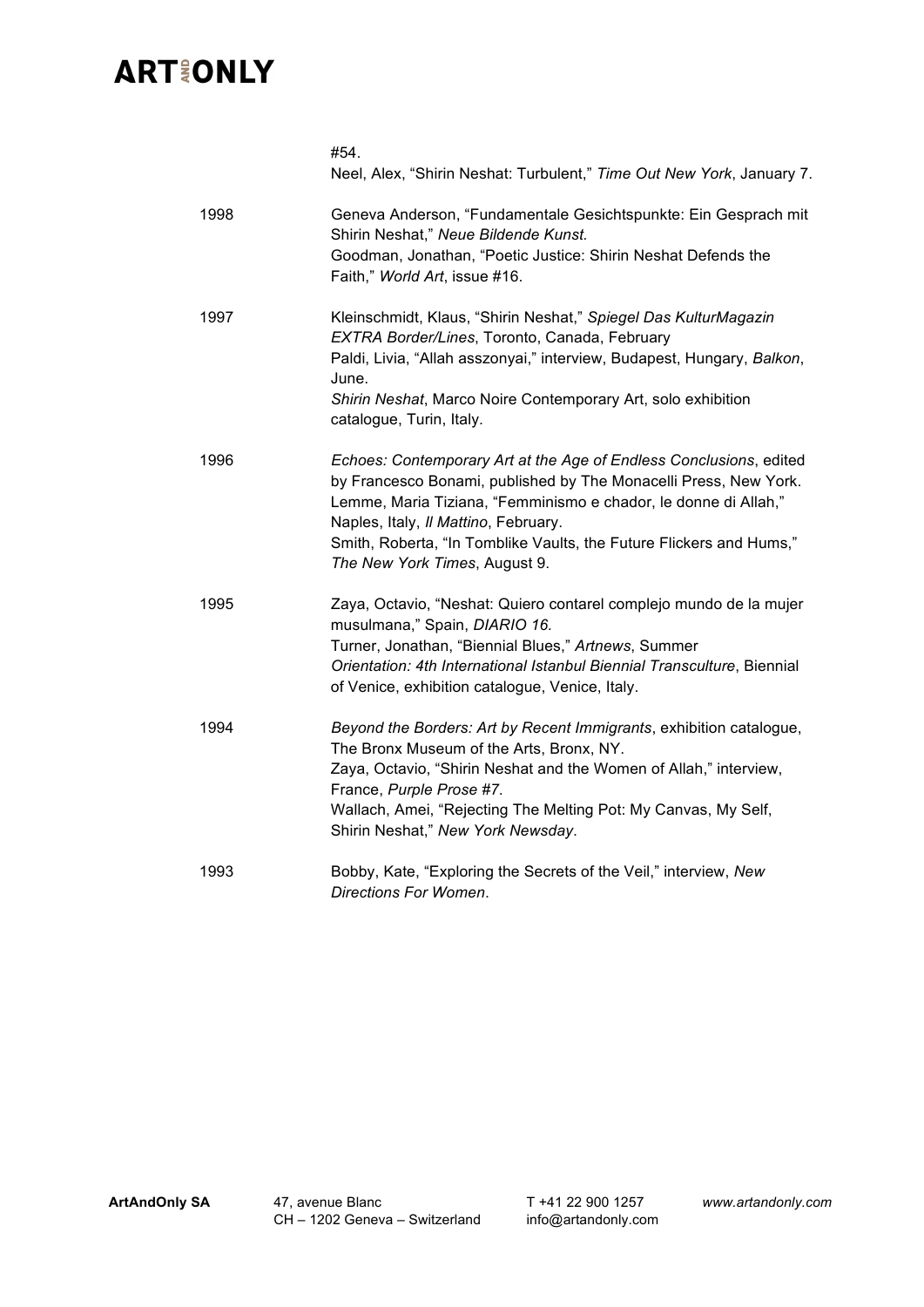| | |
|---|---|
| | #54.<br>Neel, Alex, “Shirin Neshat: Turbulent,” *Time Out New York*, January 7. |
| 1998 | Geneva Anderson, “Fundamentale Gesichtspunkte: Ein Gesprach mit Shirin Neshat,” *Neue Bildende Kunst.*<br>Goodman, Jonathan, “Poetic Justice: Shirin Neshat Defends the Faith,” *World Art*, issue #16. |
| 1997 | Kleinschmidt, Klaus, “Shirin Neshat,” *Spiegel Das KulturMagazin EXTRA Border/Lines*, Toronto, Canada, February<br>Paldi, Livia, “Allah asszonyai,” interview, Budapest, Hungary, *Balkon*, June.<br>*Shirin Neshat*, Marco Noire Contemporary Art, solo exhibition catalogue, Turin, Italy. |
| 1996 | *Echoes: Contemporary Art at the Age of Endless Conclusions*, edited by Francesco Bonami, published by The Monacelli Press, New York.<br>Lemme, Maria Tiziana, “Femminismo e chador, le donne di Allah,” Naples, Italy, *Il Mattino*, February.<br>Smith, Roberta, “In Tomblike Vaults, the Future Flickers and Hums,” *The New York Times*, August 9. |
| 1995 | Zaya, Octavio, “Neshat: Quiero contarel complejo mundo de la mujer musulmana,” Spain, *DIARIO 16.*<br>Turner, Jonathan, “Biennial Blues,” *Artnews*, Summer<br>*Orientation: 4th International Istanbul Biennial Transculture*, Biennial of Venice, exhibition catalogue, Venice, Italy. |
| 1994 | *Beyond the Borders: Art by Recent Immigrants*, exhibition catalogue, The Bronx Museum of the Arts, Bronx, NY.<br>Zaya, Octavio, “Shirin Neshat and the Women of Allah,” interview, France, *Purple Prose #7*.<br>Wallach, Amei, “Rejecting The Melting Pot: My Canvas, My Self, Shirin Neshat,” *New York Newsday*. |
| 1993 | Bobby, Kate, “Exploring the Secrets of the Veil,” interview, *New Directions For Women*. |